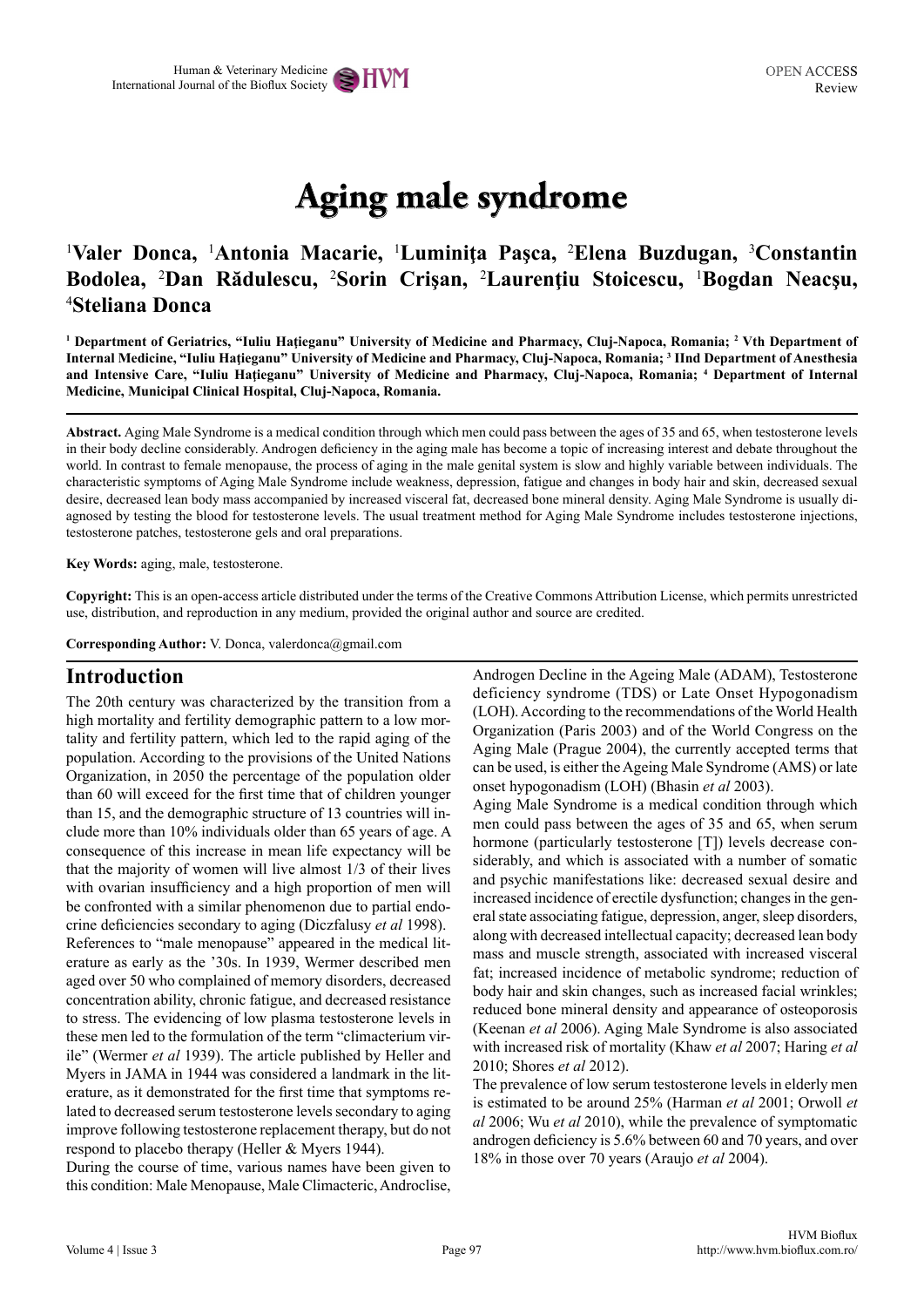# Aging male syndrome

[1]Valer Donca, [1]Antonia Macarie, [1]Luminiţa Paşca, [2]Elena Buzdugan, [3]Constantin Bodolea, [2]Dan Rădulescu, [2]Sorin Crişan, [2]Laurenţiu Stoicescu, [1]Bogdan Neacşu, [4]Steliana Donca

**[1] Department of Geriatrics, "Iuliu Haţieganu" University of Medicine and Pharmacy, Cluj-Napoca, Romania; [2] Vth Department of Internal Medicine, "Iuliu Haţieganu" University of Medicine and Pharmacy, Cluj-Napoca, Romania; [3] IInd Department of Anesthesia and Intensive Care, "Iuliu Haţieganu" University of Medicine and Pharmacy, Cluj-Napoca, Romania; [4] Department of Internal Medicine, Municipal Clinical Hospital, Cluj-Napoca, Romania.**

**Abstract.** Aging Male Syndrome is a medical condition through which men could pass between the ages of 35 and 65, when testosterone levels in their body decline considerably. Androgen deficiency in the aging male has become a topic of increasing interest and debate throughout the world. In contrast to female menopause, the process of aging in the male genital system is slow and highly variable between individuals. The characteristic symptoms of Aging Male Syndrome include weakness, depression, fatigue and changes in body hair and skin, decreased sexual desire, decreased lean body mass accompanied by increased visceral fat, decreased bone mineral density. Aging Male Syndrome is usually diagnosed by testing the blood for testosterone levels. The usual treatment method for Aging Male Syndrome includes testosterone injections, testosterone patches, testosterone gels and oral preparations.

**Key Words:** aging, male, testosterone.

**Copyright:** This is an open-access article distributed under the terms of the Creative Commons Attribution License, which permits unrestricted use, distribution, and reproduction in any medium, provided the original author and source are credited.

**Corresponding Author:** V. Donca, valerdonca@gmail.com

## Introduction

The 20th century was characterized by the transition from a high mortality and fertility demographic pattern to a low mortality and fertility pattern, which led to the rapid aging of the population. According to the provisions of the United Nations Organization, in 2050 the percentage of the population older than 60 will exceed for the first time that of children younger than 15, and the demographic structure of 13 countries will include more than 10% individuals older than 65 years of age. A consequence of this increase in mean life expectancy will be that the majority of women will live almost 1/3 of their lives with ovarian insufficiency and a high proportion of men will be confronted with a similar phenomenon due to partial endocrine deficiencies secondary to aging (Diczfalusy *et al* 1998).

References to "male menopause" appeared in the medical literature as early as the '30s. In 1939, Wermer described men aged over 50 who complained of memory disorders, decreased concentration ability, chronic fatigue, and decreased resistance to stress. The evidencing of low plasma testosterone levels in these men led to the formulation of the term "climacterium virile" (Wermer *et al* 1939). The article published by Heller and Myers in JAMA in 1944 was considered a landmark in the literature, as it demonstrated for the first time that symptoms related to decreased serum testosterone levels secondary to aging improve following testosterone replacement therapy, but do not respond to placebo therapy (Heller & Myers 1944).

During the course of time, various names have been given to this condition: Male Menopause, Male Climacteric, Androclise, Androgen Decline in the Ageing Male (ADAM), Testosterone deficiency syndrome (TDS) or Late Onset Hypogonadism (LOH). According to the recommendations of the World Health Organization (Paris 2003) and of the World Congress on the Aging Male (Prague 2004), the currently accepted terms that can be used, is either the Ageing Male Syndrome (AMS) or late onset hypogonadism (LOH) (Bhasin *et al* 2003).

Aging Male Syndrome is a medical condition through which men could pass between the ages of 35 and 65, when serum hormone (particularly testosterone [T]) levels decrease considerably, and which is associated with a number of somatic and psychic manifestations like: decreased sexual desire and increased incidence of erectile dysfunction; changes in the general state associating fatigue, depression, anger, sleep disorders, along with decreased intellectual capacity; decreased lean body mass and muscle strength, associated with increased visceral fat; increased incidence of metabolic syndrome; reduction of body hair and skin changes, such as increased facial wrinkles; reduced bone mineral density and appearance of osteoporosis (Keenan *et al* 2006). Aging Male Syndrome is also associated with increased risk of mortality (Khaw *et al* 2007; Haring *et al* 2010; Shores *et al* 2012).

The prevalence of low serum testosterone levels in elderly men is estimated to be around 25% (Harman *et al* 2001; Orwoll *et al* 2006; Wu *et al* 2010), while the prevalence of symptomatic androgen deficiency is 5.6% between 60 and 70 years, and over 18% in those over 70 years (Araujo *et al* 2004).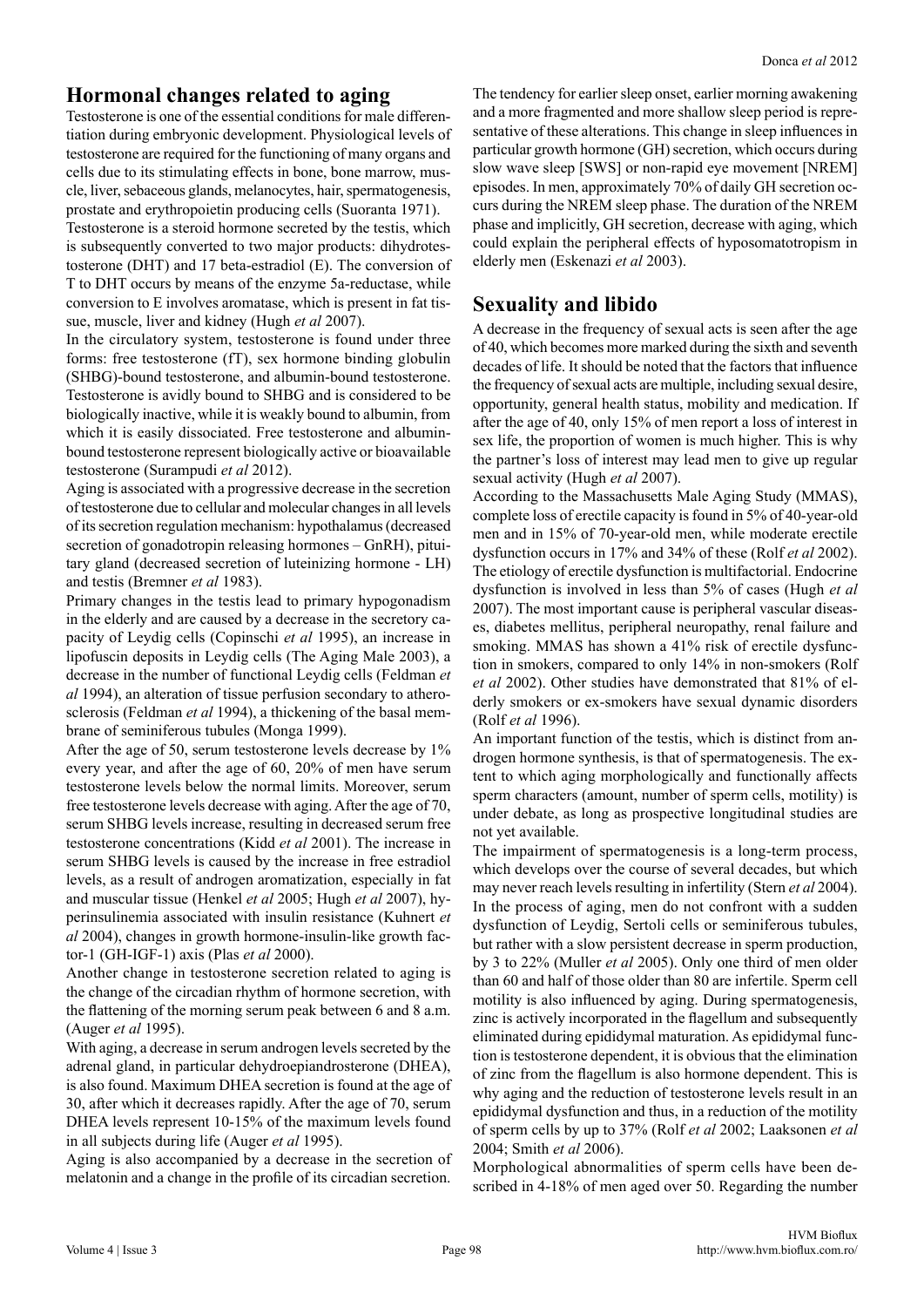## Hormonal changes related to aging

Testosterone is one of the essential conditions for male differentiation during embryonic development. Physiological levels of testosterone are required for the functioning of many organs and cells due to its stimulating effects in bone, bone marrow, muscle, liver, sebaceous glands, melanocytes, hair, spermatogenesis, prostate and erythropoietin producing cells (Suoranta 1971).

Testosterone is a steroid hormone secreted by the testis, which is subsequently converted to two major products: dihydrotestosterone (DHT) and 17 beta-estradiol (E). The conversion of T to DHT occurs by means of the enzyme 5a-reductase, while conversion to E involves aromatase, which is present in fat tissue, muscle, liver and kidney (Hugh *et al* 2007).

In the circulatory system, testosterone is found under three forms: free testosterone (fT), sex hormone binding globulin (SHBG)-bound testosterone, and albumin-bound testosterone. Testosterone is avidly bound to SHBG and is considered to be biologically inactive, while it is weakly bound to albumin, from which it is easily dissociated. Free testosterone and albumin-bound testosterone represent biologically active or bioavailable testosterone (Surampudi *et al* 2012).

Aging is associated with a progressive decrease in the secretion of testosterone due to cellular and molecular changes in all levels of its secretion regulation mechanism: hypothalamus (decreased secretion of gonadotropin releasing hormones – GnRH), pituitary gland (decreased secretion of luteinizing hormone - LH) and testis (Bremner *et al* 1983).

Primary changes in the testis lead to primary hypogonadism in the elderly and are caused by a decrease in the secretory capacity of Leydig cells (Copinschi *et al* 1995), an increase in lipofuscin deposits in Leydig cells (The Aging Male 2003), a decrease in the number of functional Leydig cells (Feldman *et al* 1994), an alteration of tissue perfusion secondary to atherosclerosis (Feldman *et al* 1994), a thickening of the basal membrane of seminiferous tubules (Monga 1999).

After the age of 50, serum testosterone levels decrease by 1% every year, and after the age of 60, 20% of men have serum testosterone levels below the normal limits. Moreover, serum free testosterone levels decrease with aging. After the age of 70, serum SHBG levels increase, resulting in decreased serum free testosterone concentrations (Kidd *et al* 2001). The increase in serum SHBG levels is caused by the increase in free estradiol levels, as a result of androgen aromatization, especially in fat and muscular tissue (Henkel *et al* 2005; Hugh *et al* 2007), hyperinsulinemia associated with insulin resistance (Kuhnert *et al* 2004), changes in growth hormone-insulin-like growth factor-1 (GH-IGF-1) axis (Plas *et al* 2000).

Another change in testosterone secretion related to aging is the change of the circadian rhythm of hormone secretion, with the flattening of the morning serum peak between 6 and 8 a.m. (Auger *et al* 1995).

With aging, a decrease in serum androgen levels secreted by the adrenal gland, in particular dehydroepiandrosterone (DHEA), is also found. Maximum DHEA secretion is found at the age of 30, after which it decreases rapidly. After the age of 70, serum DHEA levels represent 10-15% of the maximum levels found in all subjects during life (Auger *et al* 1995).

Aging is also accompanied by a decrease in the secretion of melatonin and a change in the profile of its circadian secretion. The tendency for earlier sleep onset, earlier morning awakening and a more fragmented and more shallow sleep period is representative of these alterations. This change in sleep influences in particular growth hormone (GH) secretion, which occurs during slow wave sleep [SWS] or non-rapid eye movement [NREM] episodes. In men, approximately 70% of daily GH secretion occurs during the NREM sleep phase. The duration of the NREM phase and implicitly, GH secretion, decrease with aging, which could explain the peripheral effects of hyposomatotropism in elderly men (Eskenazi *et al* 2003).

## Sexuality and libido

A decrease in the frequency of sexual acts is seen after the age of 40, which becomes more marked during the sixth and seventh decades of life. It should be noted that the factors that influence the frequency of sexual acts are multiple, including sexual desire, opportunity, general health status, mobility and medication. If after the age of 40, only 15% of men report a loss of interest in sex life, the proportion of women is much higher. This is why the partner's loss of interest may lead men to give up regular sexual activity (Hugh *et al* 2007).

According to the Massachusetts Male Aging Study (MMAS), complete loss of erectile capacity is found in 5% of 40-year-old men and in 15% of 70-year-old men, while moderate erectile dysfunction occurs in 17% and 34% of these (Rolf *et al* 2002). The etiology of erectile dysfunction is multifactorial. Endocrine dysfunction is involved in less than 5% of cases (Hugh *et al* 2007). The most important cause is peripheral vascular diseases, diabetes mellitus, peripheral neuropathy, renal failure and smoking. MMAS has shown a 41% risk of erectile dysfunction in smokers, compared to only 14% in non-smokers (Rolf *et al* 2002). Other studies have demonstrated that 81% of elderly smokers or ex-smokers have sexual dynamic disorders (Rolf *et al* 1996).

An important function of the testis, which is distinct from androgen hormone synthesis, is that of spermatogenesis. The extent to which aging morphologically and functionally affects sperm characters (amount, number of sperm cells, motility) is under debate, as long as prospective longitudinal studies are not yet available.

The impairment of spermatogenesis is a long-term process, which develops over the course of several decades, but which may never reach levels resulting in infertility (Stern *et al* 2004). In the process of aging, men do not confront with a sudden dysfunction of Leydig, Sertoli cells or seminiferous tubules, but rather with a slow persistent decrease in sperm production, by 3 to 22% (Muller *et al* 2005). Only one third of men older than 60 and half of those older than 80 are infertile. Sperm cell motility is also influenced by aging. During spermatogenesis, zinc is actively incorporated in the flagellum and subsequently eliminated during epididymal maturation. As epididymal function is testosterone dependent, it is obvious that the elimination of zinc from the flagellum is also hormone dependent. This is why aging and the reduction of testosterone levels result in an epididymal dysfunction and thus, in a reduction of the motility of sperm cells by up to 37% (Rolf *et al* 2002; Laaksonen *et al* 2004; Smith *et al* 2006).

Morphological abnormalities of sperm cells have been described in 4-18% of men aged over 50. Regarding the number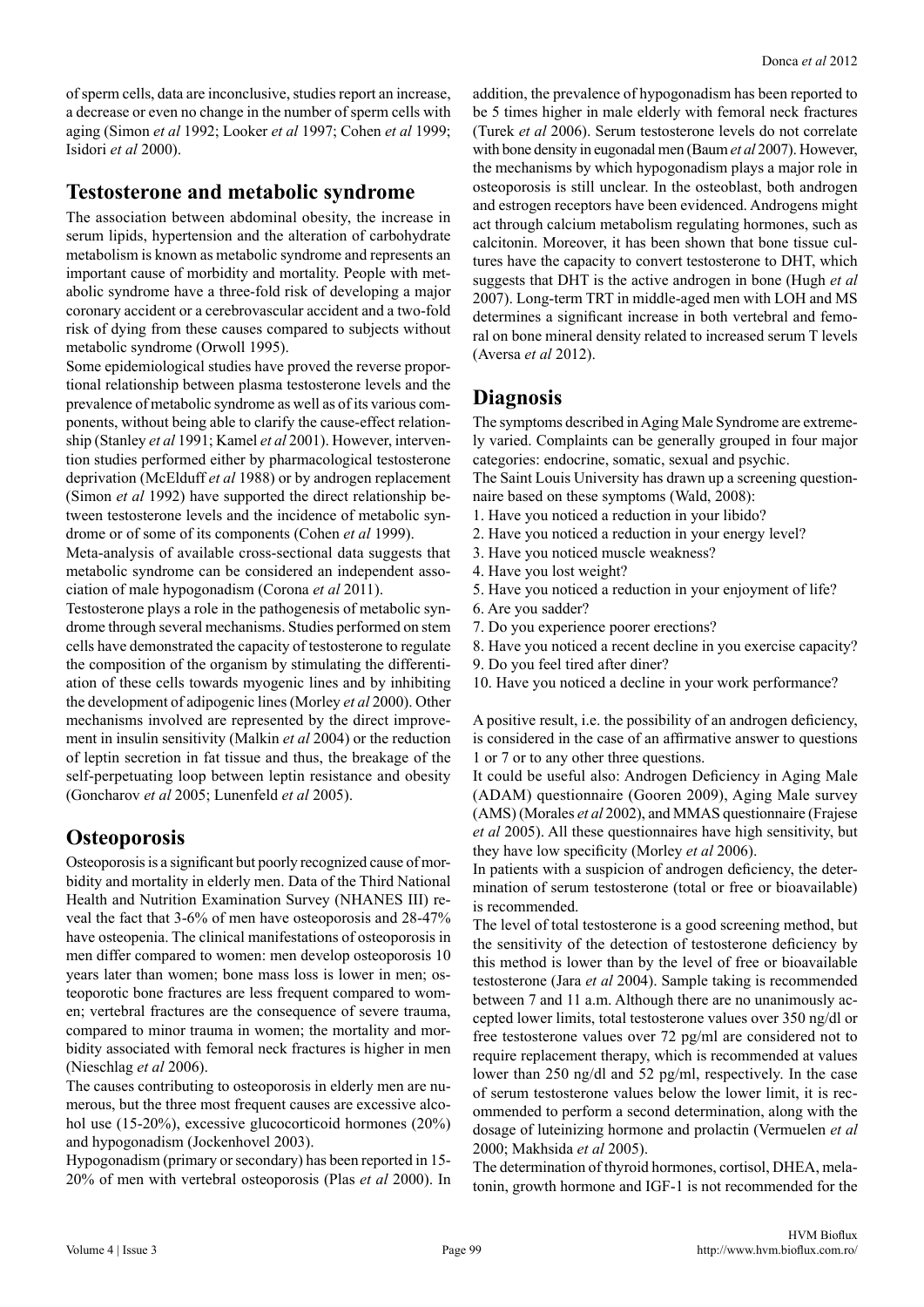of sperm cells, data are inconclusive, studies report an increase, a decrease or even no change in the number of sperm cells with aging (Simon *et al* 1992; Looker *et al* 1997; Cohen *et al* 1999; Isidori *et al* 2000).

## Testosterone and metabolic syndrome

The association between abdominal obesity, the increase in serum lipids, hypertension and the alteration of carbohydrate metabolism is known as metabolic syndrome and represents an important cause of morbidity and mortality. People with metabolic syndrome have a three-fold risk of developing a major coronary accident or a cerebrovascular accident and a two-fold risk of dying from these causes compared to subjects without metabolic syndrome (Orwoll 1995).

Some epidemiological studies have proved the reverse proportional relationship between plasma testosterone levels and the prevalence of metabolic syndrome as well as of its various components, without being able to clarify the cause-effect relationship (Stanley *et al* 1991; Kamel *et al* 2001). However, intervention studies performed either by pharmacological testosterone deprivation (McElduff *et al* 1988) or by androgen replacement (Simon *et al* 1992) have supported the direct relationship between testosterone levels and the incidence of metabolic syndrome or of some of its components (Cohen *et al* 1999).

Meta-analysis of available cross-sectional data suggests that metabolic syndrome can be considered an independent association of male hypogonadism (Corona *et al* 2011).

Testosterone plays a role in the pathogenesis of metabolic syndrome through several mechanisms. Studies performed on stem cells have demonstrated the capacity of testosterone to regulate the composition of the organism by stimulating the differentiation of these cells towards myogenic lines and by inhibiting the development of adipogenic lines (Morley *et al* 2000). Other mechanisms involved are represented by the direct improvement in insulin sensitivity (Malkin *et al* 2004) or the reduction of leptin secretion in fat tissue and thus, the breakage of the self-perpetuating loop between leptin resistance and obesity (Goncharov *et al* 2005; Lunenfeld *et al* 2005).

## Osteoporosis

Osteoporosis is a significant but poorly recognized cause of morbidity and mortality in elderly men. Data of the Third National Health and Nutrition Examination Survey (NHANES III) reveal the fact that 3-6% of men have osteoporosis and 28-47% have osteopenia. The clinical manifestations of osteoporosis in men differ compared to women: men develop osteoporosis 10 years later than women; bone mass loss is lower in men; osteoporotic bone fractures are less frequent compared to women; vertebral fractures are the consequence of severe trauma, compared to minor trauma in women; the mortality and morbidity associated with femoral neck fractures is higher in men (Nieschlag *et al* 2006).

The causes contributing to osteoporosis in elderly men are numerous, but the three most frequent causes are excessive alcohol use (15-20%), excessive glucocorticoid hormones (20%) and hypogonadism (Jockenhovel 2003).

Hypogonadism (primary or secondary) has been reported in 15-20% of men with vertebral osteoporosis (Plas *et al* 2000). In addition, the prevalence of hypogonadism has been reported to be 5 times higher in male elderly with femoral neck fractures (Turek *et al* 2006). Serum testosterone levels do not correlate with bone density in eugonadal men (Baum *et al* 2007). However, the mechanisms by which hypogonadism plays a major role in osteoporosis is still unclear. In the osteoblast, both androgen and estrogen receptors have been evidenced. Androgens might act through calcium metabolism regulating hormones, such as calcitonin. Moreover, it has been shown that bone tissue cultures have the capacity to convert testosterone to DHT, which suggests that DHT is the active androgen in bone (Hugh *et al* 2007). Long-term TRT in middle-aged men with LOH and MS determines a significant increase in both vertebral and femoral on bone mineral density related to increased serum T levels (Aversa *et al* 2012).

## Diagnosis

The symptoms described in Aging Male Syndrome are extremely varied. Complaints can be generally grouped in four major categories: endocrine, somatic, sexual and psychic.

The Saint Louis University has drawn up a screening questionnaire based on these symptoms (Wald, 2008):

1. Have you noticed a reduction in your libido?
2. Have you noticed a reduction in your energy level?
3. Have you noticed muscle weakness?
4. Have you lost weight?
5. Have you noticed a reduction in your enjoyment of life?
6. Are you sadder?
7. Do you experience poorer erections?
8. Have you noticed a recent decline in you exercise capacity?
9. Do you feel tired after diner?
10. Have you noticed a decline in your work performance?

A positive result, i.e. the possibility of an androgen deficiency, is considered in the case of an affirmative answer to questions 1 or 7 or to any other three questions.

It could be useful also: Androgen Deficiency in Aging Male (ADAM) questionnaire (Gooren 2009), Aging Male survey (AMS) (Morales *et al* 2002), and MMAS questionnaire (Frajese *et al* 2005). All these questionnaires have high sensitivity, but they have low specificity (Morley *et al* 2006).

In patients with a suspicion of androgen deficiency, the determination of serum testosterone (total or free or bioavailable) is recommended.

The level of total testosterone is a good screening method, but the sensitivity of the detection of testosterone deficiency by this method is lower than by the level of free or bioavailable testosterone (Jara *et al* 2004). Sample taking is recommended between 7 and 11 a.m. Although there are no unanimously accepted lower limits, total testosterone values over 350 ng/dl or free testosterone values over 72 pg/ml are considered not to require replacement therapy, which is recommended at values lower than 250 ng/dl and 52 pg/ml, respectively. In the case of serum testosterone values below the lower limit, it is recommended to perform a second determination, along with the dosage of luteinizing hormone and prolactin (Vermuelen *et al* 2000; Makhsida *et al* 2005).

The determination of thyroid hormones, cortisol, DHEA, melatonin, growth hormone and IGF-1 is not recommended for the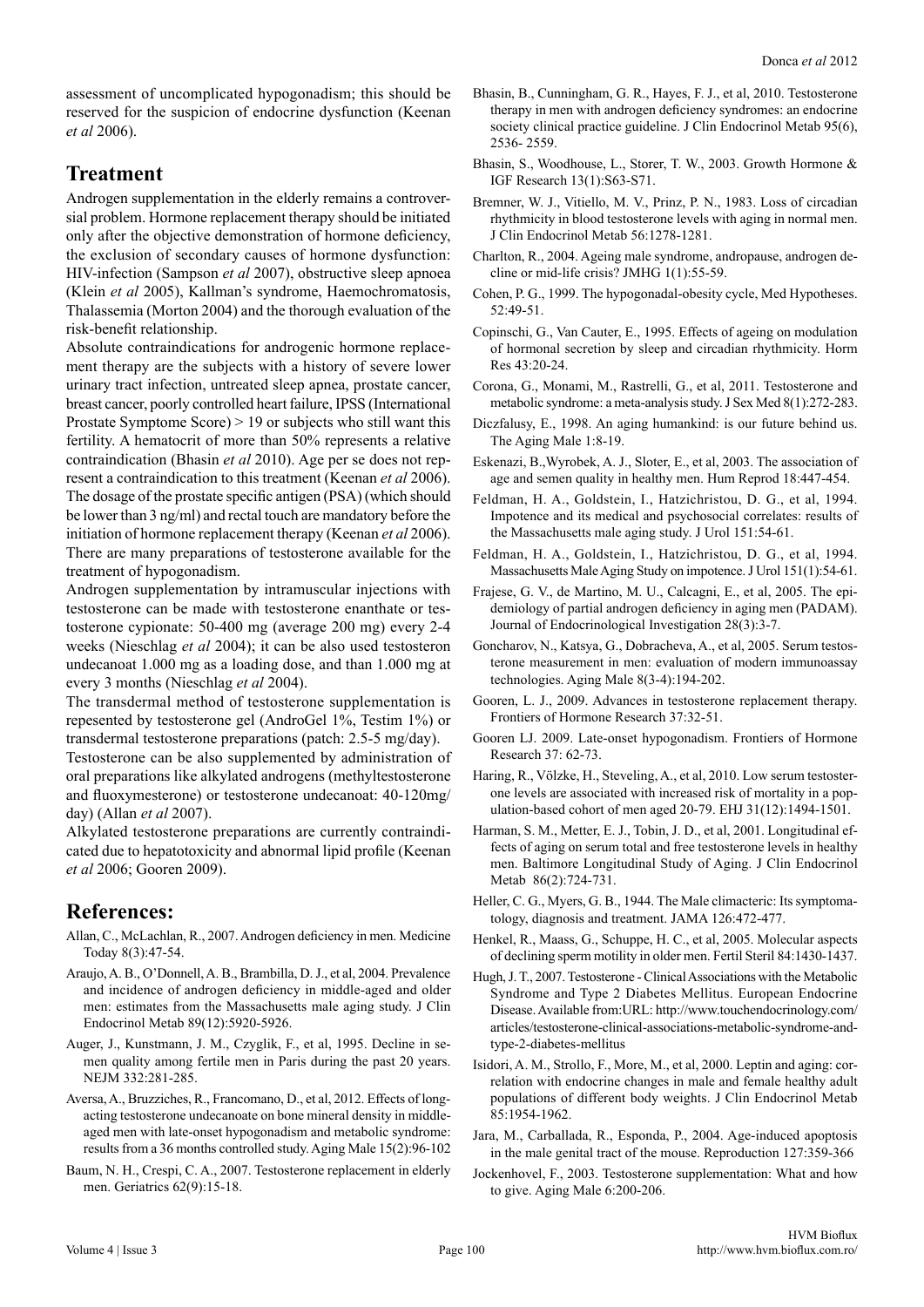assessment of uncomplicated hypogonadism; this should be reserved for the suspicion of endocrine dysfunction (Keenan *et al* 2006).

## Treatment

Androgen supplementation in the elderly remains a controversial problem. Hormone replacement therapy should be initiated only after the objective demonstration of hormone deficiency, the exclusion of secondary causes of hormone dysfunction: HIV-infection (Sampson *et al* 2007), obstructive sleep apnoea (Klein *et al* 2005), Kallman's syndrome, Haemochromatosis, Thalassemia (Morton 2004) and the thorough evaluation of the risk-benefit relationship.

Absolute contraindications for androgenic hormone replacement therapy are the subjects with a history of severe lower urinary tract infection, untreated sleep apnea, prostate cancer, breast cancer, poorly controlled heart failure, IPSS (International Prostate Symptome Score) > 19 or subjects who still want this fertility. A hematocrit of more than 50% represents a relative contraindication (Bhasin *et al* 2010). Age per se does not represent a contraindication to this treatment (Keenan *et al* 2006). The dosage of the prostate specific antigen (PSA) (which should be lower than 3 ng/ml) and rectal touch are mandatory before the initiation of hormone replacement therapy (Keenan *et al* 2006). There are many preparations of testosterone available for the treatment of hypogonadism.

Androgen supplementation by intramuscular injections with testosterone can be made with testosterone enanthate or testosterone cypionate: 50-400 mg (average 200 mg) every 2-4 weeks (Nieschlag *et al* 2004); it can be also used testosteron undecanoat 1.000 mg as a loading dose, and than 1.000 mg at every 3 months (Nieschlag *et al* 2004).

The transdermal method of testosterone supplementation is repesented by testosterone gel (AndroGel 1%, Testim 1%) or transdermal testosterone preparations (patch: 2.5-5 mg/day).

Testosterone can be also supplemented by administration of oral preparations like alkylated androgens (methyltestosterone and fluoxymesterone) or testosterone undecanoat: 40-120mg/day) (Allan *et al* 2007).

Alkylated testosterone preparations are currently contraindicated due to hepatotoxicity and abnormal lipid profile (Keenan *et al* 2006; Gooren 2009).

## References:

Allan, C., McLachlan, R., 2007. Androgen deficiency in men. Medicine Today 8(3):47-54.

Araujo, A. B., O'Donnell, A. B., Brambilla, D. J., et al, 2004. Prevalence and incidence of androgen deficiency in middle-aged and older men: estimates from the Massachusetts male aging study. J Clin Endocrinol Metab 89(12):5920-5926.

Auger, J., Kunstmann, J. M., Czyglik, F., et al, 1995. Decline in semen quality among fertile men in Paris during the past 20 years. NEJM 332:281-285.

Aversa, A., Bruzziches, R., Francomano, D., et al, 2012. Effects of long-acting testosterone undecanoate on bone mineral density in middle-aged men with late-onset hypogonadism and metabolic syndrome: results from a 36 months controlled study. Aging Male 15(2):96-102

Baum, N. H., Crespi, C. A., 2007. Testosterone replacement in elderly men. Geriatrics 62(9):15-18.

Bhasin, B., Cunningham, G. R., Hayes, F. J., et al, 2010. Testosterone therapy in men with androgen deficiency syndromes: an endocrine society clinical practice guideline. J Clin Endocrinol Metab 95(6), 2536- 2559.

Bhasin, S., Woodhouse, L., Storer, T. W., 2003. Growth Hormone & IGF Research 13(1):S63-S71.

Bremner, W. J., Vitiello, M. V., Prinz, P. N., 1983. Loss of circadian rhythmicity in blood testosterone levels with aging in normal men. J Clin Endocrinol Metab 56:1278-1281.

Charlton, R., 2004. Ageing male syndrome, andropause, androgen decline or mid-life crisis? JMHG 1(1):55-59.

Cohen, P. G., 1999. The hypogonadal-obesity cycle, Med Hypotheses. 52:49-51.

Copinschi, G., Van Cauter, E., 1995. Effects of ageing on modulation of hormonal secretion by sleep and circadian rhythmicity. Horm Res 43:20-24.

Corona, G., Monami, M., Rastrelli, G., et al, 2011. Testosterone and metabolic syndrome: a meta-analysis study. J Sex Med 8(1):272-283.

Diczfalusy, E., 1998. An aging humankind: is our future behind us. The Aging Male 1:8-19.

Eskenazi, B.,Wyrobek, A. J., Sloter, E., et al, 2003. The association of age and semen quality in healthy men. Hum Reprod 18:447-454.

Feldman, H. A., Goldstein, I., Hatzichristou, D. G., et al, 1994. Impotence and its medical and psychosocial correlates: results of the Massachusetts male aging study. J Urol 151:54-61.

Feldman, H. A., Goldstein, I., Hatzichristou, D. G., et al, 1994. Massachusetts Male Aging Study on impotence. J Urol 151(1):54-61.

Frajese, G. V., de Martino, M. U., Calcagni, E., et al, 2005. The epidemiology of partial androgen deficiency in aging men (PADAM). Journal of Endocrinological Investigation 28(3):3-7.

Goncharov, N., Katsya, G., Dobracheva, A., et al, 2005. Serum testosterone measurement in men: evaluation of modern immunoassay technologies. Aging Male 8(3-4):194-202.

Gooren, L. J., 2009. Advances in testosterone replacement therapy. Frontiers of Hormone Research 37:32-51.

Gooren LJ. 2009. Late-onset hypogonadism. Frontiers of Hormone Research 37: 62-73.

Haring, R., Völzke, H., Steveling, A., et al, 2010. Low serum testosterone levels are associated with increased risk of mortality in a population-based cohort of men aged 20-79. EHJ 31(12):1494-1501.

Harman, S. M., Metter, E. J., Tobin, J. D., et al, 2001. Longitudinal effects of aging on serum total and free testosterone levels in healthy men. Baltimore Longitudinal Study of Aging. J Clin Endocrinol Metab 86(2):724-731.

Heller, C. G., Myers, G. B., 1944. The Male climacteric: Its symptomatology, diagnosis and treatment. JAMA 126:472-477.

Henkel, R., Maass, G., Schuppe, H. C., et al, 2005. Molecular aspects of declining sperm motility in older men. Fertil Steril 84:1430-1437.

Hugh, J. T., 2007. Testosterone - Clinical Associations with the Metabolic Syndrome and Type 2 Diabetes Mellitus. European Endocrine Disease. Available from:URL: http://www.touchendocrinology.com/articles/testosterone-clinical-associations-metabolic-syndrome-and-type-2-diabetes-mellitus

Isidori, A. M., Strollo, F., More, M., et al, 2000. Leptin and aging: correlation with endocrine changes in male and female healthy adult populations of different body weights. J Clin Endocrinol Metab 85:1954-1962.

Jara, M., Carballada, R., Esponda, P., 2004. Age-induced apoptosis in the male genital tract of the mouse. Reproduction 127:359-366

Jockenhovel, F., 2003. Testosterone supplementation: What and how to give. Aging Male 6:200-206.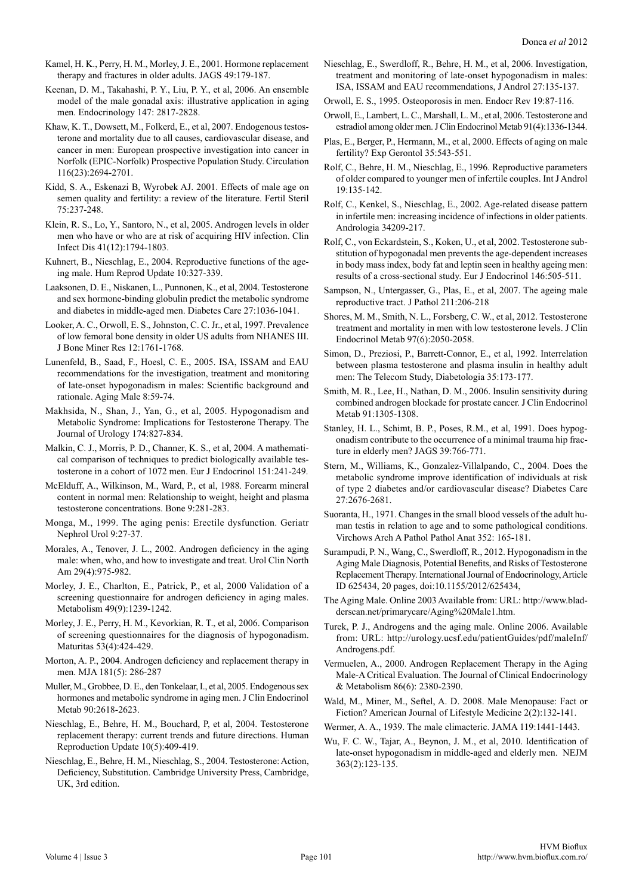Kamel, H. K., Perry, H. M., Morley, J. E., 2001. Hormone replacement therapy and fractures in older adults. JAGS 49:179-187.

Keenan, D. M., Takahashi, P. Y., Liu, P. Y., et al, 2006. An ensemble model of the male gonadal axis: illustrative application in aging men. Endocrinology 147: 2817-2828.

Khaw, K. T., Dowsett, M., Folkerd, E., et al, 2007. Endogenous testosterone and mortality due to all causes, cardiovascular disease, and cancer in men: European prospective investigation into cancer in Norfolk (EPIC-Norfolk) Prospective Population Study. Circulation 116(23):2694-2701.

Kidd, S. A., Eskenazi B, Wyrobek AJ. 2001. Effects of male age on semen quality and fertility: a review of the literature. Fertil Steril 75:237-248.

Klein, R. S., Lo, Y., Santoro, N., et al, 2005. Androgen levels in older men who have or who are at risk of acquiring HIV infection. Clin Infect Dis 41(12):1794-1803.

Kuhnert, B., Nieschlag, E., 2004. Reproductive functions of the ageing male. Hum Reprod Update 10:327-339.

Laaksonen, D. E., Niskanen, L., Punnonen, K., et al, 2004. Testosterone and sex hormone-binding globulin predict the metabolic syndrome and diabetes in middle-aged men. Diabetes Care 27:1036-1041.

Looker, A. C., Orwoll, E. S., Johnston, C. C. Jr., et al, 1997. Prevalence of low femoral bone density in older US adults from NHANES III. J Bone Miner Res 12:1761-1768.

Lunenfeld, B., Saad, F., Hoesl, C. E., 2005. ISA, ISSAM and EAU recommendations for the investigation, treatment and monitoring of late-onset hypogonadism in males: Scientific background and rationale. Aging Male 8:59-74.

Makhsida, N., Shan, J., Yan, G., et al, 2005. Hypogonadism and Metabolic Syndrome: Implications for Testosterone Therapy. The Journal of Urology 174:827-834.

Malkin, C. J., Morris, P. D., Channer, K. S., et al, 2004. A mathematical comparison of techniques to predict biologically available testosterone in a cohort of 1072 men. Eur J Endocrinol 151:241-249.

McElduff, A., Wilkinson, M., Ward, P., et al, 1988. Forearm mineral content in normal men: Relationship to weight, height and plasma testosterone concentrations. Bone 9:281-283.

Monga, M., 1999. The aging penis: Erectile dysfunction. Geriatr Nephrol Urol 9:27-37.

Morales, A., Tenover, J. L., 2002. Androgen deficiency in the aging male: when, who, and how to investigate and treat. Urol Clin North Am 29(4):975-982.

Morley, J. E., Charlton, E., Patrick, P., et al, 2000 Validation of a screening questionnaire for androgen deficiency in aging males. Metabolism 49(9):1239-1242.

Morley, J. E., Perry, H. M., Kevorkian, R. T., et al, 2006. Comparison of screening questionnaires for the diagnosis of hypogonadism. Maturitas 53(4):424-429.

Morton, A. P., 2004. Androgen deficiency and replacement therapy in men. MJA 181(5): 286-287

Muller, M., Grobbee, D. E., den Tonkelaar, I., et al, 2005. Endogenous sex hormones and metabolic syndrome in aging men. J Clin Endocrinol Metab 90:2618-2623.

Nieschlag, E., Behre, H. M., Bouchard, P, et al, 2004. Testosterone replacement therapy: current trends and future directions. Human Reproduction Update 10(5):409-419.

Nieschlag, E., Behre, H. M., Nieschlag, S., 2004. Testosterone: Action, Deficiency, Substitution. Cambridge University Press, Cambridge, UK, 3rd edition.

Nieschlag, E., Swerdloff, R., Behre, H. M., et al, 2006. Investigation, treatment and monitoring of late-onset hypogonadism in males: ISA, ISSAM and EAU recommendations, J Androl 27:135-137.

Orwoll, E. S., 1995. Osteoporosis in men. Endocr Rev 19:87-116.

Orwoll, E., Lambert, L. C., Marshall, L. M., et al, 2006. Testosterone and estradiol among older men. J Clin Endocrinol Metab 91(4):1336-1344.

Plas, E., Berger, P., Hermann, M., et al, 2000. Effects of aging on male fertility? Exp Gerontol 35:543-551.

Rolf, C., Behre, H. M., Nieschlag, E., 1996. Reproductive parameters of older compared to younger men of infertile couples. Int J Androl 19:135-142.

Rolf, C., Kenkel, S., Nieschlag, E., 2002. Age-related disease pattern in infertile men: increasing incidence of infections in older patients. Andrologia 34209-217.

Rolf, C., von Eckardstein, S., Koken, U., et al, 2002. Testosterone substitution of hypogonadal men prevents the age-dependent increases in body mass index, body fat and leptin seen in healthy ageing men: results of a cross-sectional study. Eur J Endocrinol 146:505-511.

Sampson, N., Untergasser, G., Plas, E., et al, 2007. The ageing male reproductive tract. J Pathol 211:206-218

Shores, M. M., Smith, N. L., Forsberg, C. W., et al, 2012. Testosterone treatment and mortality in men with low testosterone levels. J Clin Endocrinol Metab 97(6):2050-2058.

Simon, D., Preziosi, P., Barrett-Connor, E., et al, 1992. Interrelation between plasma testosterone and plasma insulin in healthy adult men: The Telecom Study, Diabetologia 35:173-177.

Smith, M. R., Lee, H., Nathan, D. M., 2006. Insulin sensitivity during combined androgen blockade for prostate cancer. J Clin Endocrinol Metab 91:1305-1308.

Stanley, H. L., Schimt, B. P., Poses, R.M., et al, 1991. Does hypogonadism contribute to the occurrence of a minimal trauma hip fracture in elderly men? JAGS 39:766-771.

Stern, M., Williams, K., Gonzalez-Villalpando, C., 2004. Does the metabolic syndrome improve identification of individuals at risk of type 2 diabetes and/or cardiovascular disease? Diabetes Care 27:2676-2681.

Suoranta, H., 1971. Changes in the small blood vessels of the adult human testis in relation to age and to some pathological conditions. Virchows Arch A Pathol Pathol Anat 352: 165-181.

Surampudi, P. N., Wang, C., Swerdloff, R., 2012. Hypogonadism in the Aging Male Diagnosis, Potential Benefits, and Risks of Testosterone Replacement Therapy. International Journal of Endocrinology, Article ID 625434, 20 pages, doi:10.1155/2012/625434,

The Aging Male. Online 2003 Available from: URL: http://www.bladderscan.net/primarycare/Aging%20Male1.htm.

Turek, P. J., Androgens and the aging male. Online 2006. Available from: URL: http://urology.ucsf.edu/patientGuides/pdf/maleInf/Androgens.pdf.

Vermuelen, A., 2000. Androgen Replacement Therapy in the Aging Male-A Critical Evaluation. The Journal of Clinical Endocrinology & Metabolism 86(6): 2380-2390.

Wald, M., Miner, M., Seftel, A. D. 2008. Male Menopause: Fact or Fiction? American Journal of Lifestyle Medicine 2(2):132-141.

Wermer, A. A., 1939. The male climacteric. JAMA 119:1441-1443.

Wu, F. C. W., Tajar, A., Beynon, J. M., et al, 2010. Identification of late-onset hypogonadism in middle-aged and elderly men. NEJM 363(2):123-135.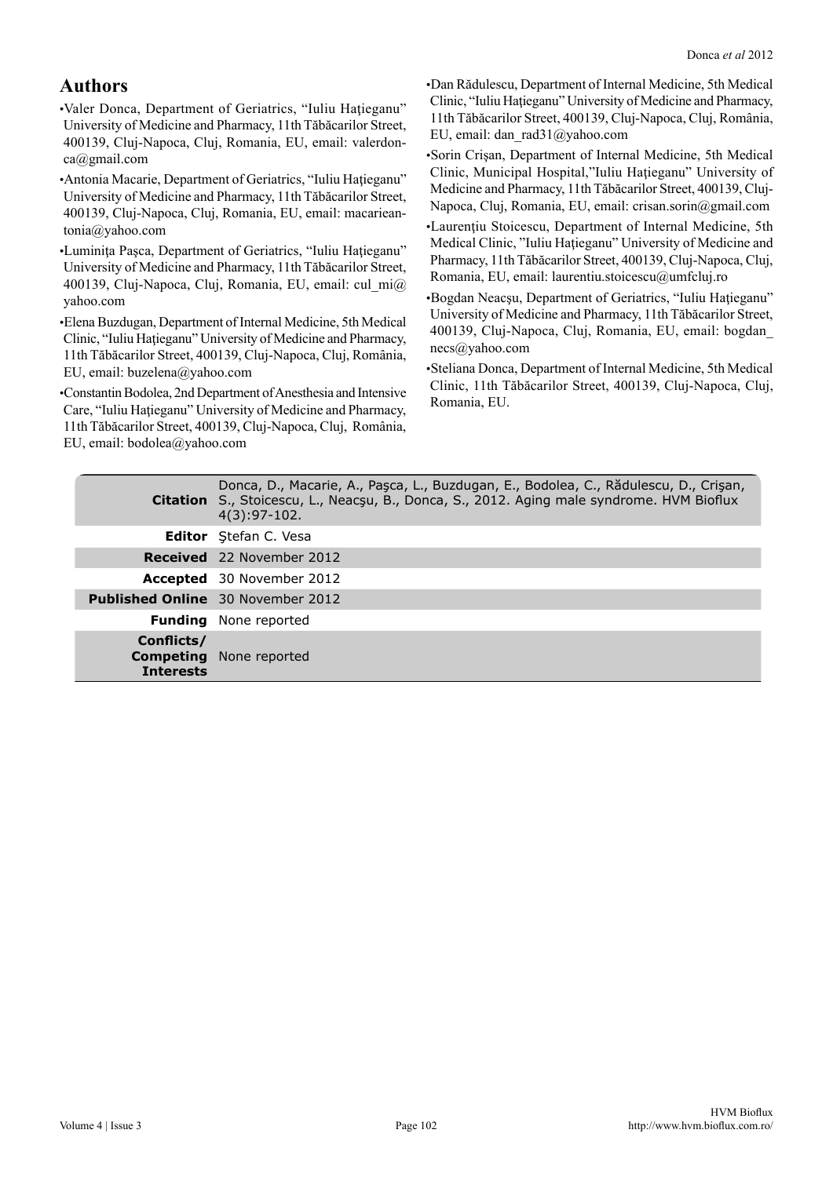## Authors

- •Valer Donca, Department of Geriatrics, "Iuliu Haţieganu" University of Medicine and Pharmacy, 11th Tăbăcarilor Street, 400139, Cluj-Napoca, Cluj, Romania, EU, email: valerdonca@gmail.com
- •Antonia Macarie, Department of Geriatrics, "Iuliu Haţieganu" University of Medicine and Pharmacy, 11th Tăbăcarilor Street, 400139, Cluj-Napoca, Cluj, Romania, EU, email: macarieantonia@yahoo.com
- •Luminiţa Paşca, Department of Geriatrics, "Iuliu Haţieganu" University of Medicine and Pharmacy, 11th Tăbăcarilor Street, 400139, Cluj-Napoca, Cluj, Romania, EU, email: cul_mi@yahoo.com
- •Elena Buzdugan, Department of Internal Medicine, 5th Medical Clinic, "Iuliu Haţieganu" University of Medicine and Pharmacy, 11th Tăbăcarilor Street, 400139, Cluj-Napoca, Cluj, România, EU, email: buzelena@yahoo.com
- •Constantin Bodolea, 2nd Department of Anesthesia and Intensive Care, "Iuliu Haţieganu" University of Medicine and Pharmacy, 11th Tăbăcarilor Street, 400139, Cluj-Napoca, Cluj, România, EU, email: bodolea@yahoo.com
- •Dan Rădulescu, Department of Internal Medicine, 5th Medical Clinic, "Iuliu Haţieganu" University of Medicine and Pharmacy, 11th Tăbăcarilor Street, 400139, Cluj-Napoca, Cluj, România, EU, email: dan_rad31@yahoo.com
- •Sorin Crişan, Department of Internal Medicine, 5th Medical Clinic, Municipal Hospital,"Iuliu Haţieganu" University of Medicine and Pharmacy, 11th Tăbăcarilor Street, 400139, Cluj-Napoca, Cluj, Romania, EU, email: crisan.sorin@gmail.com
- •Laurenţiu Stoicescu, Department of Internal Medicine, 5th Medical Clinic, "Iuliu Haţieganu" University of Medicine and Pharmacy, 11th Tăbăcarilor Street, 400139, Cluj-Napoca, Cluj, Romania, EU, email: laurentiu.stoicescu@umfcluj.ro
- •Bogdan Neacşu, Department of Geriatrics, "Iuliu Haţieganu" University of Medicine and Pharmacy, 11th Tăbăcarilor Street, 400139, Cluj-Napoca, Cluj, Romania, EU, email: bogdan_necs@yahoo.com
- •Steliana Donca, Department of Internal Medicine, 5th Medical Clinic, 11th Tăbăcarilor Street, 400139, Cluj-Napoca, Cluj, Romania, EU.

| | |
|---|---|
| **Citation** | Donca, D., Macarie, A., Paşca, L., Buzdugan, E., Bodolea, C., Rădulescu, D., Crişan, S., Stoicescu, L., Neacşu, B., Donca, S., 2012. Aging male syndrome. HVM Bioflux 4(3):97-102. |
| **Editor** | Ştefan C. Vesa |
| **Received** | 22 November 2012 |
| **Accepted** | 30 November 2012 |
| **Published Online** | 30 November 2012 |
| **Funding** | None reported |
| **Conflicts/ Competing Interests** | None reported |